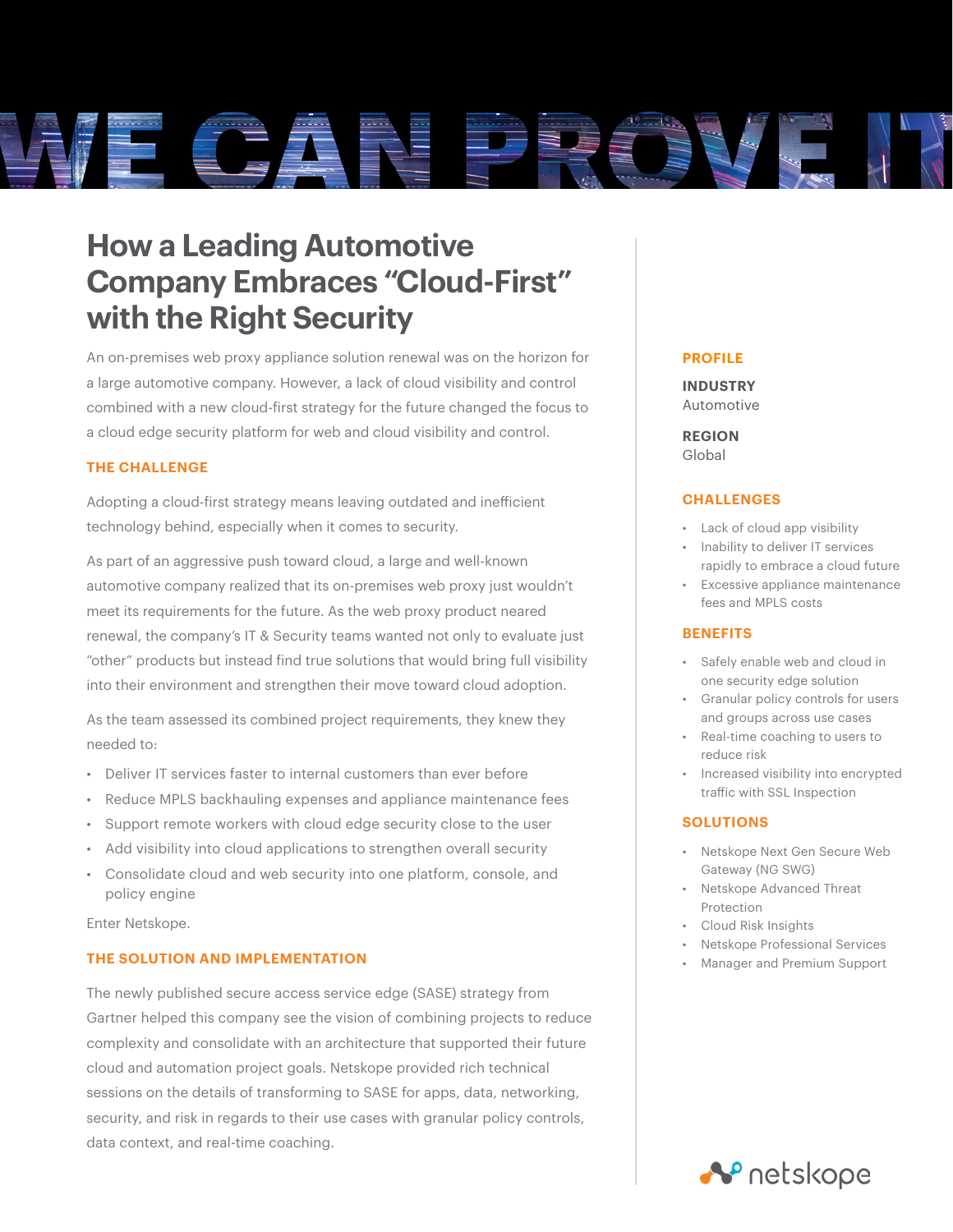# WE CAN PROVE IT

## How a Leading Automotive Company Embraces "Cloud-First" with the Right Security

An on-premises web proxy appliance solution renewal was on the horizon for a large automotive company. However, a lack of cloud visibility and control combined with a new cloud-first strategy for the future changed the focus to a cloud edge security platform for web and cloud visibility and control.

### THE CHALLENGE

Adopting a cloud-first strategy means leaving outdated and inefficient technology behind, especially when it comes to security.

As part of an aggressive push toward cloud, a large and well-known automotive company realized that its on-premises web proxy just wouldn't meet its requirements for the future. As the web proxy product neared renewal, the company's IT & Security teams wanted not only to evaluate just "other" products but instead find true solutions that would bring full visibility into their environment and strengthen their move toward cloud adoption.

As the team assessed its combined project requirements, they knew they needed to:

- Deliver IT services faster to internal customers than ever before
- Reduce MPLS backhauling expenses and appliance maintenance fees
- Support remote workers with cloud edge security close to the user
- Add visibility into cloud applications to strengthen overall security
- Consolidate cloud and web security into one platform, console, and policy engine

Enter Netskope.

### THE SOLUTION AND IMPLEMENTATION

The newly published secure access service edge (SASE) strategy from Gartner helped this company see the vision of combining projects to reduce complexity and consolidate with an architecture that supported their future cloud and automation project goals. Netskope provided rich technical sessions on the details of transforming to SASE for apps, data, networking, security, and risk in regards to their use cases with granular policy controls, data context, and real-time coaching.

### PROFILE

**INDUSTRY**
Automotive

**REGION**
Global

### CHALLENGES

- Lack of cloud app visibility
- Inability to deliver IT services rapidly to embrace a cloud future
- Excessive appliance maintenance fees and MPLS costs

### BENEFITS

- Safely enable web and cloud in one security edge solution
- Granular policy controls for users and groups across use cases
- Real-time coaching to users to reduce risk
- Increased visibility into encrypted traffic with SSL Inspection

### SOLUTIONS

- Netskope Next Gen Secure Web Gateway (NG SWG)
- Netskope Advanced Threat Protection
- Cloud Risk Insights
- Netskope Professional Services
- Manager and Premium Support

netskope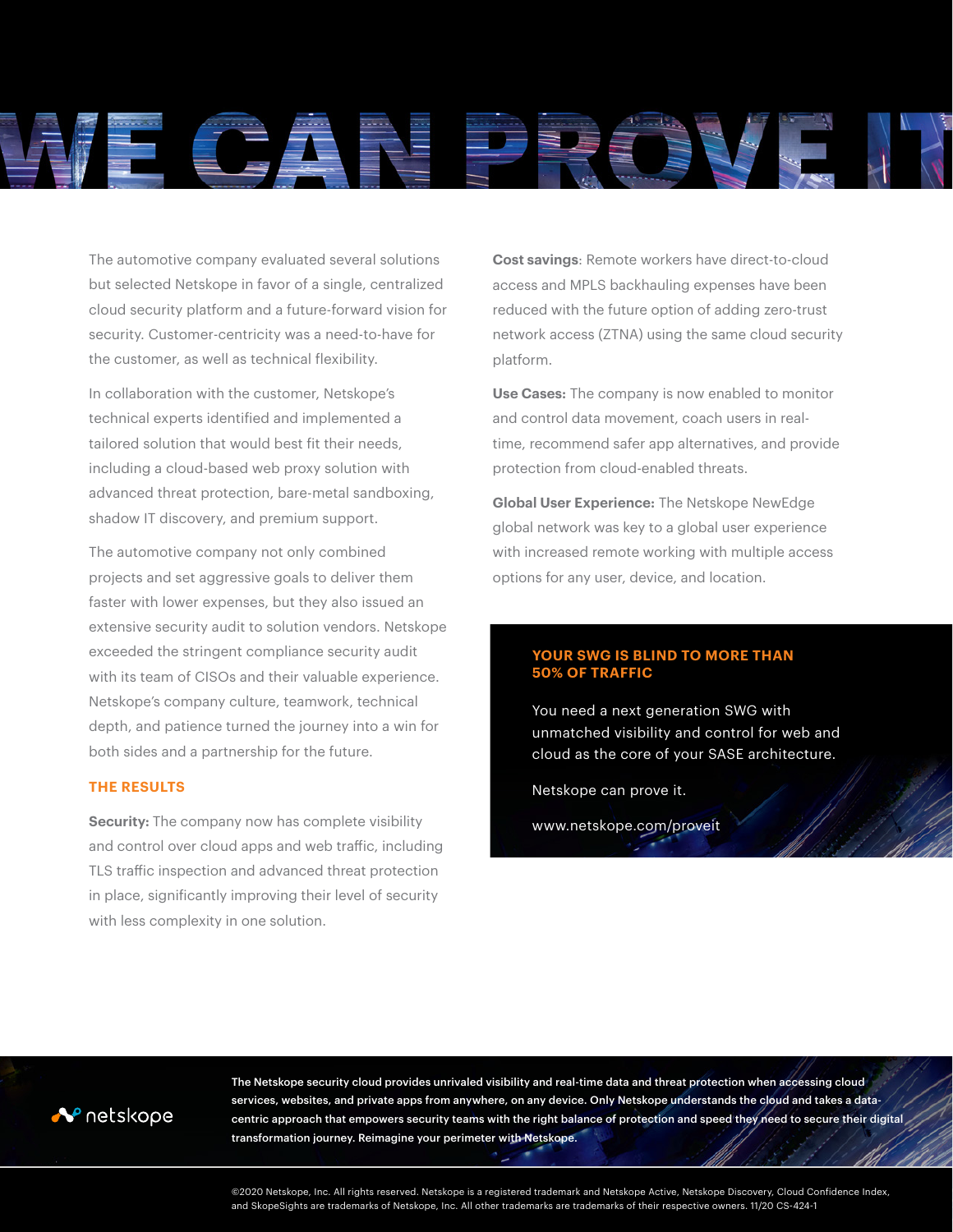# WE CAN PROVE IT

The automotive company evaluated several solutions but selected Netskope in favor of a single, centralized cloud security platform and a future-forward vision for security. Customer-centricity was a need-to-have for the customer, as well as technical flexibility.

In collaboration with the customer, Netskope's technical experts identified and implemented a tailored solution that would best fit their needs, including a cloud-based web proxy solution with advanced threat protection, bare-metal sandboxing, shadow IT discovery, and premium support.

The automotive company not only combined projects and set aggressive goals to deliver them faster with lower expenses, but they also issued an extensive security audit to solution vendors. Netskope exceeded the stringent compliance security audit with its team of CISOs and their valuable experience. Netskope's company culture, teamwork, technical depth, and patience turned the journey into a win for both sides and a partnership for the future.

## THE RESULTS

**Security:** The company now has complete visibility and control over cloud apps and web traffic, including TLS traffic inspection and advanced threat protection in place, significantly improving their level of security with less complexity in one solution.

**Cost savings**: Remote workers have direct-to-cloud access and MPLS backhauling expenses have been reduced with the future option of adding zero-trust network access (ZTNA) using the same cloud security platform.

**Use Cases:** The company is now enabled to monitor and control data movement, coach users in real-time, recommend safer app alternatives, and provide protection from cloud-enabled threats.

**Global User Experience:** The Netskope NewEdge global network was key to a global user experience with increased remote working with multiple access options for any user, device, and location.

### YOUR SWG IS BLIND TO MORE THAN 50% OF TRAFFIC

You need a next generation SWG with unmatched visibility and control for web and cloud as the core of your SASE architecture.

Netskope can prove it.

www.netskope.com/proveit

netskope

**The Netskope security cloud provides unrivaled visibility and real-time data and threat protection when accessing cloud services, websites, and private apps from anywhere, on any device. Only Netskope understands the cloud and takes a data-centric approach that empowers security teams with the right balance of protection and speed they need to secure their digital transformation journey. Reimagine your perimeter with Netskope.**

©2020 Netskope, Inc. All rights reserved. Netskope is a registered trademark and Netskope Active, Netskope Discovery, Cloud Confidence Index, and SkopeSights are trademarks of Netskope, Inc. All other trademarks are trademarks of their respective owners. 11/20 CS-424-1